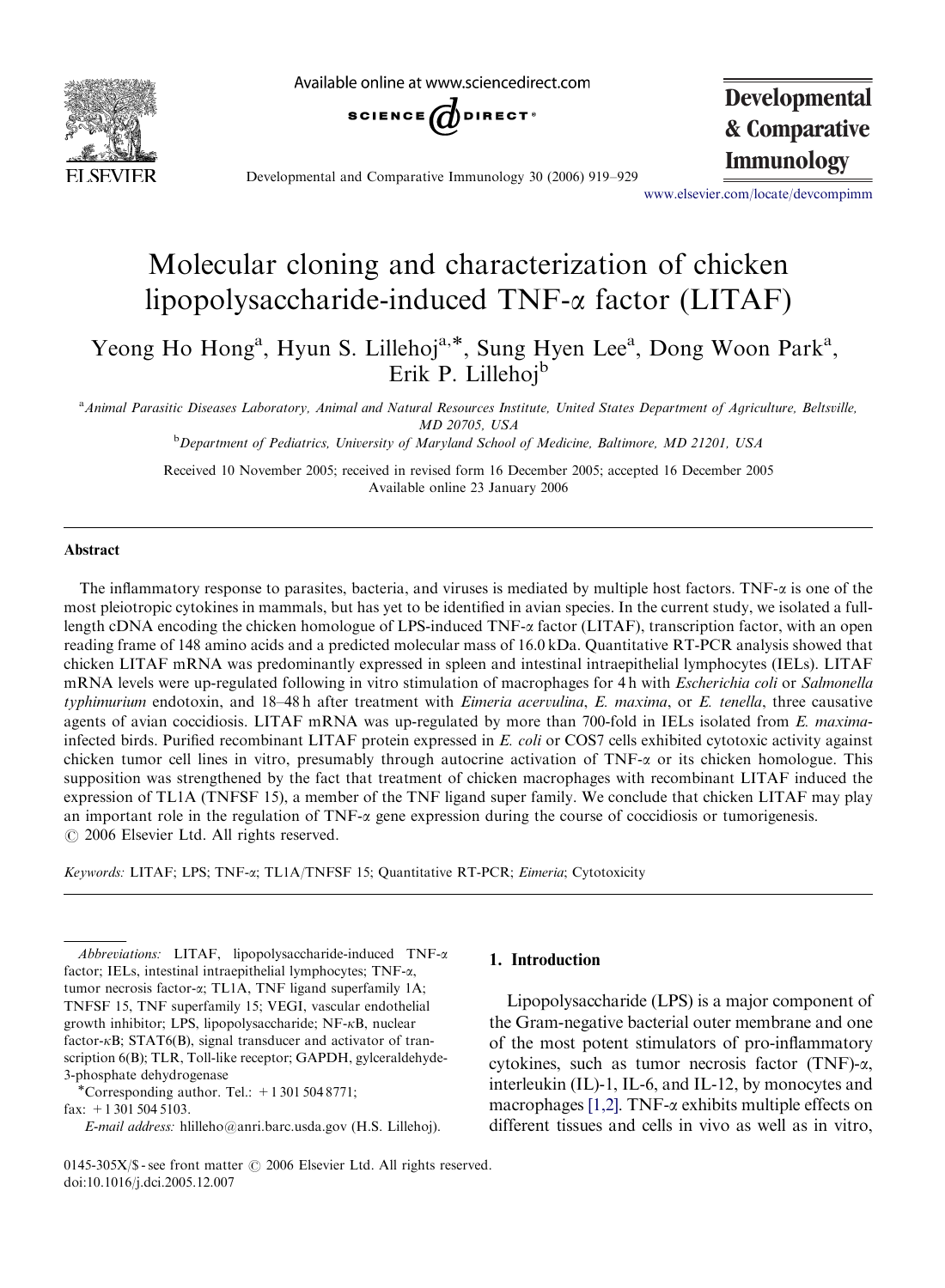# Molecular cloning and characterization of chicken lipopolysaccharide-induced TNF-α factor (LITAF)

Yeong Ho Hong[a], Hyun S. Lillehoj[a,*], Sung Hyen Lee[a], Dong Woon Park[a], Erik P. Lillehoj[b]

[a]Animal Parasitic Diseases Laboratory, Animal and Natural Resources Institute, United States Department of Agriculture, Beltsville, MD 20705, USA

[b]Department of Pediatrics, University of Maryland School of Medicine, Baltimore, MD 21201, USA

Received 10 November 2005; received in revised form 16 December 2005; accepted 16 December 2005
Available online 23 January 2006

## Abstract

The inflammatory response to parasites, bacteria, and viruses is mediated by multiple host factors. TNF-α is one of the most pleiotropic cytokines in mammals, but has yet to be identified in avian species. In the current study, we isolated a full-length cDNA encoding the chicken homologue of LPS-induced TNF-α factor (LITAF), transcription factor, with an open reading frame of 148 amino acids and a predicted molecular mass of 16.0 kDa. Quantitative RT-PCR analysis showed that chicken LITAF mRNA was predominantly expressed in spleen and intestinal intraepithelial lymphocytes (IELs). LITAF mRNA levels were up-regulated following in vitro stimulation of macrophages for 4 h with *Escherichia coli* or *Salmonella typhimurium* endotoxin, and 18–48 h after treatment with *Eimeria acervulina*, *E. maxima*, or *E. tenella*, three causative agents of avian coccidiosis. LITAF mRNA was up-regulated by more than 700-fold in IELs isolated from *E. maxima*-infected birds. Purified recombinant LITAF protein expressed in *E. coli* or COS7 cells exhibited cytotoxic activity against chicken tumor cell lines in vitro, presumably through autocrine activation of TNF-α or its chicken homologue. This supposition was strengthened by the fact that treatment of chicken macrophages with recombinant LITAF induced the expression of TL1A (TNFSF 15), a member of the TNF ligand super family. We conclude that chicken LITAF may play an important role in the regulation of TNF-α gene expression during the course of coccidiosis or tumorigenesis.
© 2006 Elsevier Ltd. All rights reserved.

*Keywords:* LITAF; LPS; TNF-α; TL1A/TNFSF 15; Quantitative RT-PCR; *Eimeria*; Cytotoxicity

## 1. Introduction

Lipopolysaccharide (LPS) is a major component of the Gram-negative bacterial outer membrane and one of the most potent stimulators of pro-inflammatory cytokines, such as tumor necrosis factor (TNF)-α, interleukin (IL)-1, IL-6, and IL-12, by monocytes and macrophages [1,2]. TNF-α exhibits multiple effects on different tissues and cells in vivo as well as in vitro,

---

*Abbreviations:* LITAF, lipopolysaccharide-induced TNF-α factor; IELs, intestinal intraepithelial lymphocytes; TNF-α, tumor necrosis factor-α; TL1A, TNF ligand superfamily 1A; TNFSF 15, TNF superfamily 15; VEGI, vascular endothelial growth inhibitor; LPS, lipopolysaccharide; NF-κB, nuclear factor-κB; STAT6(B), signal transducer and activator of transcription 6(B); TLR, Toll-like receptor; GAPDH, gylceraldehyde-3-phosphate dehydrogenase

*Corresponding author. Tel.: +1 301 504 8771; fax: +1 301 504 5103.

*E-mail address:* hlilleho@anri.barc.usda.gov (H.S. Lillehoj).

0145-305X/$ - see front matter © 2006 Elsevier Ltd. All rights reserved.
doi:10.1016/j.dci.2005.12.007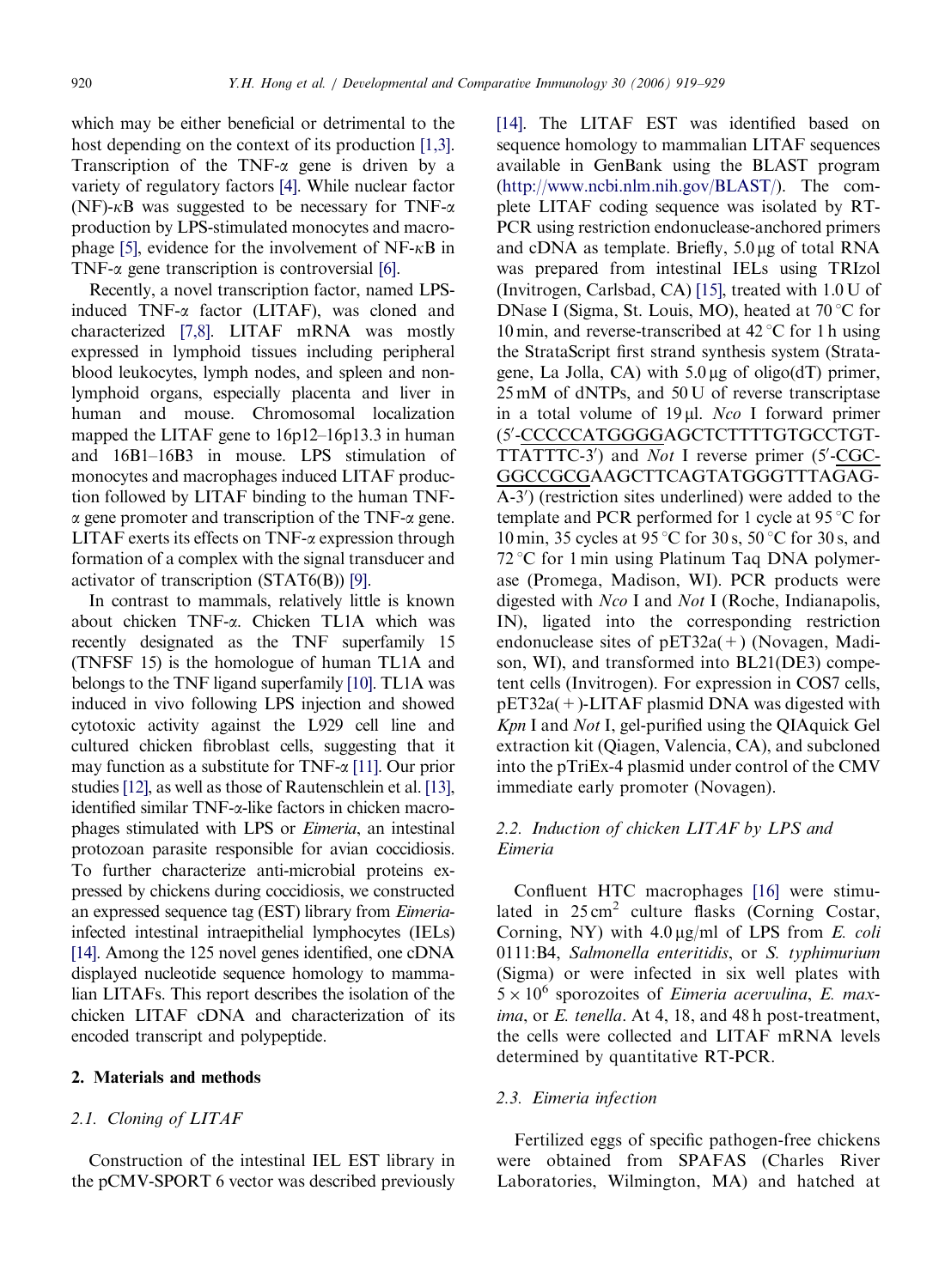which may be either beneficial or detrimental to the host depending on the context of its production [1,3]. Transcription of the TNF-α gene is driven by a variety of regulatory factors [4]. While nuclear factor (NF)-κB was suggested to be necessary for TNF-α production by LPS-stimulated monocytes and macrophage [5], evidence for the involvement of NF-κB in TNF-α gene transcription is controversial [6].

Recently, a novel transcription factor, named LPS-induced TNF-α factor (LITAF), was cloned and characterized [7,8]. LITAF mRNA was mostly expressed in lymphoid tissues including peripheral blood leukocytes, lymph nodes, and spleen and non-lymphoid organs, especially placenta and liver in human and mouse. Chromosomal localization mapped the LITAF gene to 16p12–16p13.3 in human and 16B1–16B3 in mouse. LPS stimulation of monocytes and macrophages induced LITAF production followed by LITAF binding to the human TNF-α gene promoter and transcription of the TNF-α gene. LITAF exerts its effects on TNF-α expression through formation of a complex with the signal transducer and activator of transcription (STAT6(B)) [9].

In contrast to mammals, relatively little is known about chicken TNF-α. Chicken TL1A which was recently designated as the TNF superfamily 15 (TNFSF 15) is the homologue of human TL1A and belongs to the TNF ligand superfamily [10]. TL1A was induced in vivo following LPS injection and showed cytotoxic activity against the L929 cell line and cultured chicken fibroblast cells, suggesting that it may function as a substitute for TNF-α [11]. Our prior studies [12], as well as those of Rautenschlein et al. [13], identified similar TNF-α-like factors in chicken macrophages stimulated with LPS or *Eimeria*, an intestinal protozoan parasite responsible for avian coccidiosis. To further characterize anti-microbial proteins expressed by chickens during coccidiosis, we constructed an expressed sequence tag (EST) library from *Eimeria*-infected intestinal intraepithelial lymphocytes (IELs) [14]. Among the 125 novel genes identified, one cDNA displayed nucleotide sequence homology to mammalian LITAFs. This report describes the isolation of the chicken LITAF cDNA and characterization of its encoded transcript and polypeptide.

## 2. Materials and methods

### 2.1. Cloning of LITAF

Construction of the intestinal IEL EST library in the pCMV-SPORT 6 vector was described previously [14]. The LITAF EST was identified based on sequence homology to mammalian LITAF sequences available in GenBank using the BLAST program (http://www.ncbi.nlm.nih.gov/BLAST/). The complete LITAF coding sequence was isolated by RT-PCR using restriction endonuclease-anchored primers and cDNA as template. Briefly, 5.0 μg of total RNA was prepared from intestinal IELs using TRIzol (Invitrogen, Carlsbad, CA) [15], treated with 1.0 U of DNase I (Sigma, St. Louis, MO), heated at 70 °C for 10 min, and reverse-transcribed at 42 °C for 1 h using the StrataScript first strand synthesis system (Stratagene, La Jolla, CA) with 5.0 μg of oligo(dT) primer, 25 mM of dNTPs, and 50 U of reverse transcriptase in a total volume of 19 μl. *Nco* I forward primer (5′-<u>CCCCCATGGGG</u>AGCTCTTTTGTGCCTGTTTATTTC-3′) and *Not* I reverse primer (5′-<u>CGCGGCCGCG</u>AAGCTTCAGTATGGGTTTAGAGA-3′) (restriction sites underlined) were added to the template and PCR performed for 1 cycle at 95 °C for 10 min, 35 cycles at 95 °C for 30 s, 50 °C for 30 s, and 72 °C for 1 min using Platinum Taq DNA polymerase (Promega, Madison, WI). PCR products were digested with *Nco* I and *Not* I (Roche, Indianapolis, IN), ligated into the corresponding restriction endonuclease sites of pET32a(+) (Novagen, Madison, WI), and transformed into BL21(DE3) competent cells (Invitrogen). For expression in COS7 cells, pET32a(+)-LITAF plasmid DNA was digested with *Kpn* I and *Not* I, gel-purified using the QIAquick Gel extraction kit (Qiagen, Valencia, CA), and subcloned into the pTriEx-4 plasmid under control of the CMV immediate early promoter (Novagen).

### 2.2. Induction of chicken LITAF by LPS and *Eimeria*

Confluent HTC macrophages [16] were stimulated in 25 $cm^2$ culture flasks (Corning Costar, Corning, NY) with 4.0 μg/ml of LPS from *E. coli* 0111:B4, *Salmonella enteritidis*, or *S. typhimurium* (Sigma) or were infected in six well plates with $5 \times 10^6$ sporozoites of *Eimeria acervulina*, *E. maxima*, or *E. tenella*. At 4, 18, and 48 h post-treatment, the cells were collected and LITAF mRNA levels determined by quantitative RT-PCR.

### 2.3. *Eimeria* infection

Fertilized eggs of specific pathogen-free chickens were obtained from SPAFAS (Charles River Laboratories, Wilmington, MA) and hatched at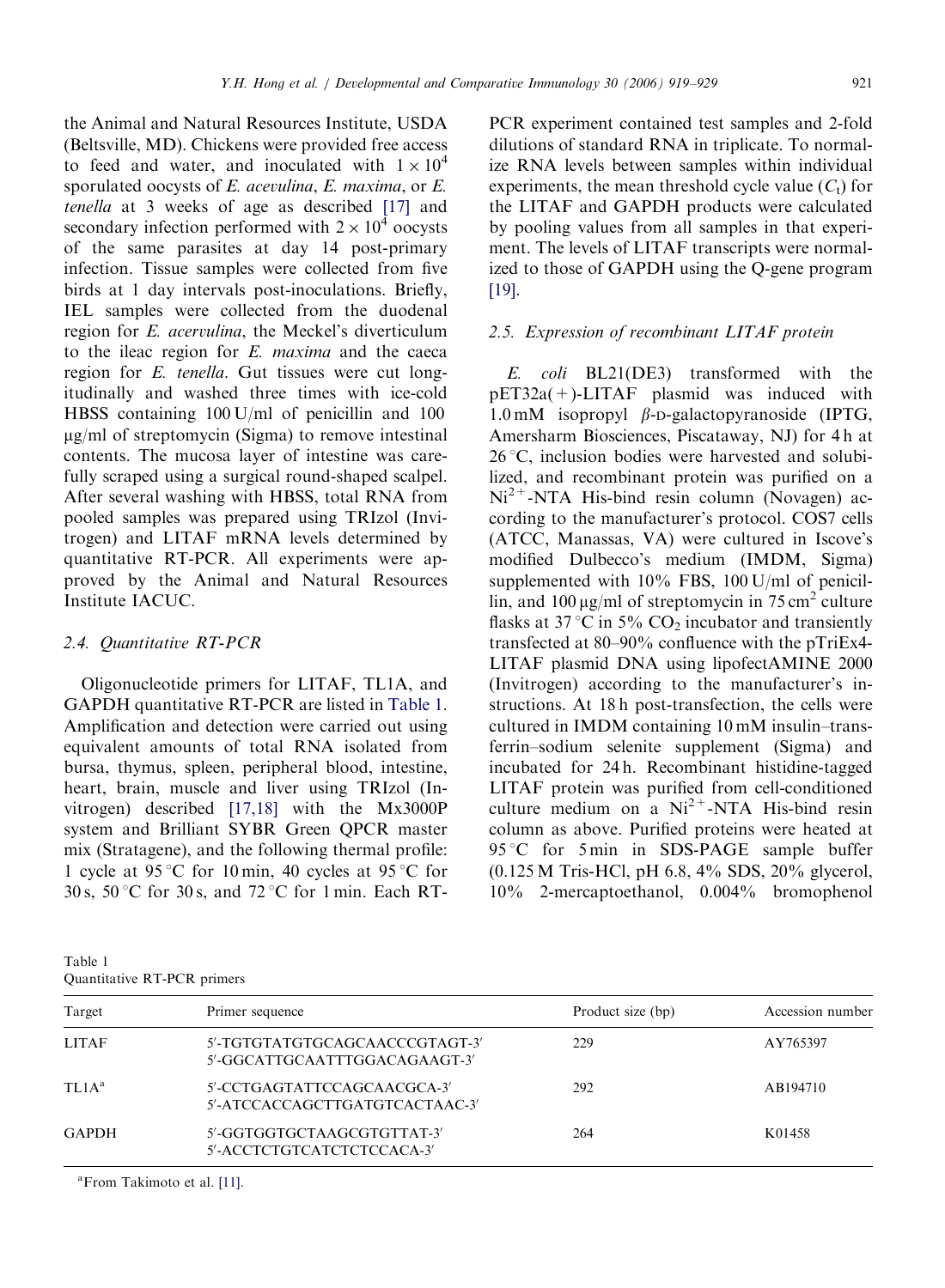the Animal and Natural Resources Institute, USDA (Beltsville, MD). Chickens were provided free access to feed and water, and inoculated with $1 \times 10^4$ sporulated oocysts of *E. acevulina*, *E. maxima*, or *E. tenella* at 3 weeks of age as described [17] and secondary infection performed with $2 \times 10^4$ oocysts of the same parasites at day 14 post-primary infection. Tissue samples were collected from five birds at 1 day intervals post-inoculations. Briefly, IEL samples were collected from the duodenal region for *E. acervulina*, the Meckel's diverticulum to the ileac region for *E. maxima* and the caeca region for *E. tenella*. Gut tissues were cut longitudinally and washed three times with ice-cold HBSS containing 100 U/ml of penicillin and 100 μg/ml of streptomycin (Sigma) to remove intestinal contents. The mucosa layer of intestine was carefully scraped using a surgical round-shaped scalpel. After several washing with HBSS, total RNA from pooled samples was prepared using TRIzol (Invitrogen) and LITAF mRNA levels determined by quantitative RT-PCR. All experiments were approved by the Animal and Natural Resources Institute IACUC.

### 2.4. Quantitative RT-PCR

Oligonucleotide primers for LITAF, TL1A, and GAPDH quantitative RT-PCR are listed in Table 1. Amplification and detection were carried out using equivalent amounts of total RNA isolated from bursa, thymus, spleen, peripheral blood, intestine, heart, brain, muscle and liver using TRIzol (Invitrogen) described [17,18] with the Mx3000P system and Brilliant SYBR Green QPCR master mix (Stratagene), and the following thermal profile: 1 cycle at 95 °C for 10 min, 40 cycles at 95 °C for 30 s, 50 °C for 30 s, and 72 °C for 1 min. Each RT-PCR experiment contained test samples and 2-fold dilutions of standard RNA in triplicate. To normalize RNA levels between samples within individual experiments, the mean threshold cycle value ($C_t$) for the LITAF and GAPDH products were calculated by pooling values from all samples in that experiment. The levels of LITAF transcripts were normalized to those of GAPDH using the Q-gene program [19].

### 2.5. Expression of recombinant LITAF protein

*E. coli* BL21(DE3) transformed with the pET32a(+)-LITAF plasmid was induced with 1.0 mM isopropyl β-D-galactopyranoside (IPTG, Amersharm Biosciences, Piscataway, NJ) for 4 h at 26 °C, inclusion bodies were harvested and solubilized, and recombinant protein was purified on a $Ni^{2+}$-NTA His-bind resin column (Novagen) according to the manufacturer's protocol. COS7 cells (ATCC, Manassas, VA) were cultured in Iscove's modified Dulbecco's medium (IMDM, Sigma) supplemented with 10% FBS, 100 U/ml of penicillin, and 100 μg/ml of streptomycin in 75 $cm^2$ culture flasks at 37 °C in 5% $CO_2$ incubator and transiently transfected at 80–90% confluence with the pTriEx4-LITAF plasmid DNA using lipofectAMINE 2000 (Invitrogen) according to the manufacturer's instructions. At 18 h post-transfection, the cells were cultured in IMDM containing 10 mM insulin–transferrin–sodium selenite supplement (Sigma) and incubated for 24 h. Recombinant histidine-tagged LITAF protein was purified from cell-conditioned culture medium on a $Ni^{2+}$-NTA His-bind resin column as above. Purified proteins were heated at 95 °C for 5 min in SDS-PAGE sample buffer (0.125 M Tris-HCl, pH 6.8, 4% SDS, 20% glycerol, 10% 2-mercaptoethanol, 0.004% bromophenol

Table 1
Quantitative RT-PCR primers

| Target | Primer sequence | Product size (bp) | Accession number |
|---|---|---|---|
| LITAF | 5′-TGTGTATGTGCAGCAACCCGTAGT-3′<br>5′-GGCATTGCAATTTGGACAGAAGT-3′ | 229 | AY765397 |
| TL1A[a] | 5′-CCTGAGTATTCCAGCAACGCA-3′<br>5′-ATCCACCAGCTTGATGTCACTAAC-3′ | 292 | AB194710 |
| GAPDH | 5′-GGTGGTGCTAAGCGTGTTAT-3′<br>5′-ACCTCTGTCATCTCTCCACA-3′ | 264 | K01458 |

[a]From Takimoto et al. [11].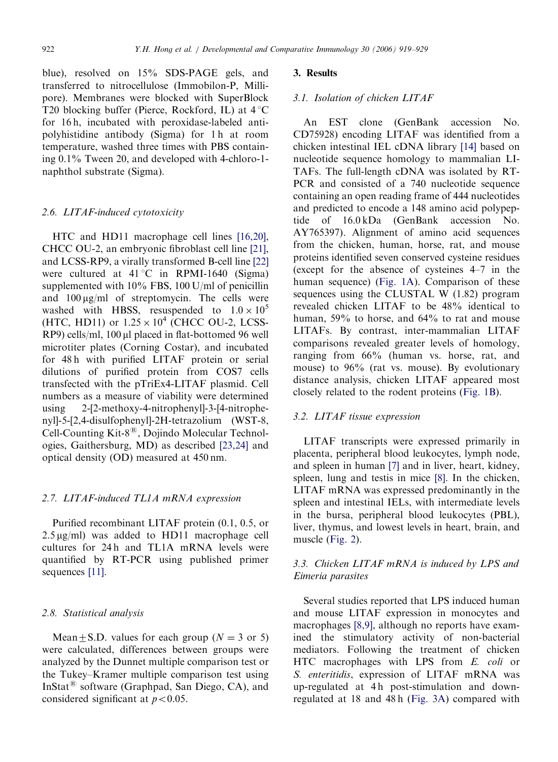blue), resolved on 15% SDS-PAGE gels, and transferred to nitrocellulose (Immobilon-P, Millipore). Membranes were blocked with SuperBlock T20 blocking buffer (Pierce, Rockford, IL) at 4 °C for 16 h, incubated with peroxidase-labeled anti-polyhistidine antibody (Sigma) for 1 h at room temperature, washed three times with PBS containing 0.1% Tween 20, and developed with 4-chloro-1-naphthol substrate (Sigma).

### 2.6. LITAF-induced cytotoxicity

HTC and HD11 macrophage cell lines [16,20], CHCC OU-2, an embryonic fibroblast cell line [21], and LCSS-RP9, a virally transformed B-cell line [22] were cultured at 41 °C in RPMI-1640 (Sigma) supplemented with 10% FBS, 100 U/ml of penicillin and 100 μg/ml of streptomycin. The cells were washed with HBSS, resuspended to $1.0 \times 10^5$ (HTC, HD11) or $1.25 \times 10^4$ (CHCC OU-2, LCSS-RP9) cells/ml, 100 μl placed in flat-bottomed 96 well microtiter plates (Corning Costar), and incubated for 48 h with purified LITAF protein or serial dilutions of purified protein from COS7 cells transfected with the pTriEx4-LITAF plasmid. Cell numbers as a measure of viability were determined using 2-[2-methoxy-4-nitrophenyl]-3-[4-nitrophenyl]-5-[2,4-disulfophenyl]-2H-tetrazolium (WST-8, Cell-Counting Kit-8®, Dojindo Molecular Technologies, Gaithersburg, MD) as described [23,24] and optical density (OD) measured at 450 nm.

### 2.7. LITAF-induced TL1A mRNA expression

Purified recombinant LITAF protein (0.1, 0.5, or 2.5 μg/ml) was added to HD11 macrophage cell cultures for 24 h and TL1A mRNA levels were quantified by RT-PCR using published primer sequences [11].

### 2.8. Statistical analysis

Mean ± S.D. values for each group ($N = 3$ or 5) were calculated, differences between groups were analyzed by the Dunnet multiple comparison test or the Tukey–Kramer multiple comparison test using InStat® software (Graphpad, San Diego, CA), and considered significant at $p < 0.05$.

## 3. Results

### 3.1. Isolation of chicken LITAF

An EST clone (GenBank accession No. CD75928) encoding LITAF was identified from a chicken intestinal IEL cDNA library [14] based on nucleotide sequence homology to mammalian LITAFs. The full-length cDNA was isolated by RT-PCR and consisted of a 740 nucleotide sequence containing an open reading frame of 444 nucleotides and predicted to encode a 148 amino acid polypeptide of 16.0 kDa (GenBank accession No. AY765397). Alignment of amino acid sequences from the chicken, human, horse, rat, and mouse proteins identified seven conserved cysteine residues (except for the absence of cysteines 4–7 in the human sequence) (Fig. 1A). Comparison of these sequences using the CLUSTAL W (1.82) program revealed chicken LITAF to be 48% identical to human, 59% to horse, and 64% to rat and mouse LITAFs. By contrast, inter-mammalian LITAF comparisons revealed greater levels of homology, ranging from 66% (human vs. horse, rat, and mouse) to 96% (rat vs. mouse). By evolutionary distance analysis, chicken LITAF appeared most closely related to the rodent proteins (Fig. 1B).

### 3.2. LITAF tissue expression

LITAF transcripts were expressed primarily in placenta, peripheral blood leukocytes, lymph node, and spleen in human [7] and in liver, heart, kidney, spleen, lung and testis in mice [8]. In the chicken, LITAF mRNA was expressed predominantly in the spleen and intestinal IELs, with intermediate levels in the bursa, peripheral blood leukocytes (PBL), liver, thymus, and lowest levels in heart, brain, and muscle (Fig. 2).

### 3.3. Chicken LITAF mRNA is induced by LPS and *Eimeria* parasites

Several studies reported that LPS induced human and mouse LITAF expression in monocytes and macrophages [8,9], although no reports have examined the stimulatory activity of non-bacterial mediators. Following the treatment of chicken HTC macrophages with LPS from *E. coli* or *S. enteritidis*, expression of LITAF mRNA was up-regulated at 4 h post-stimulation and down-regulated at 18 and 48 h (Fig. 3A) compared with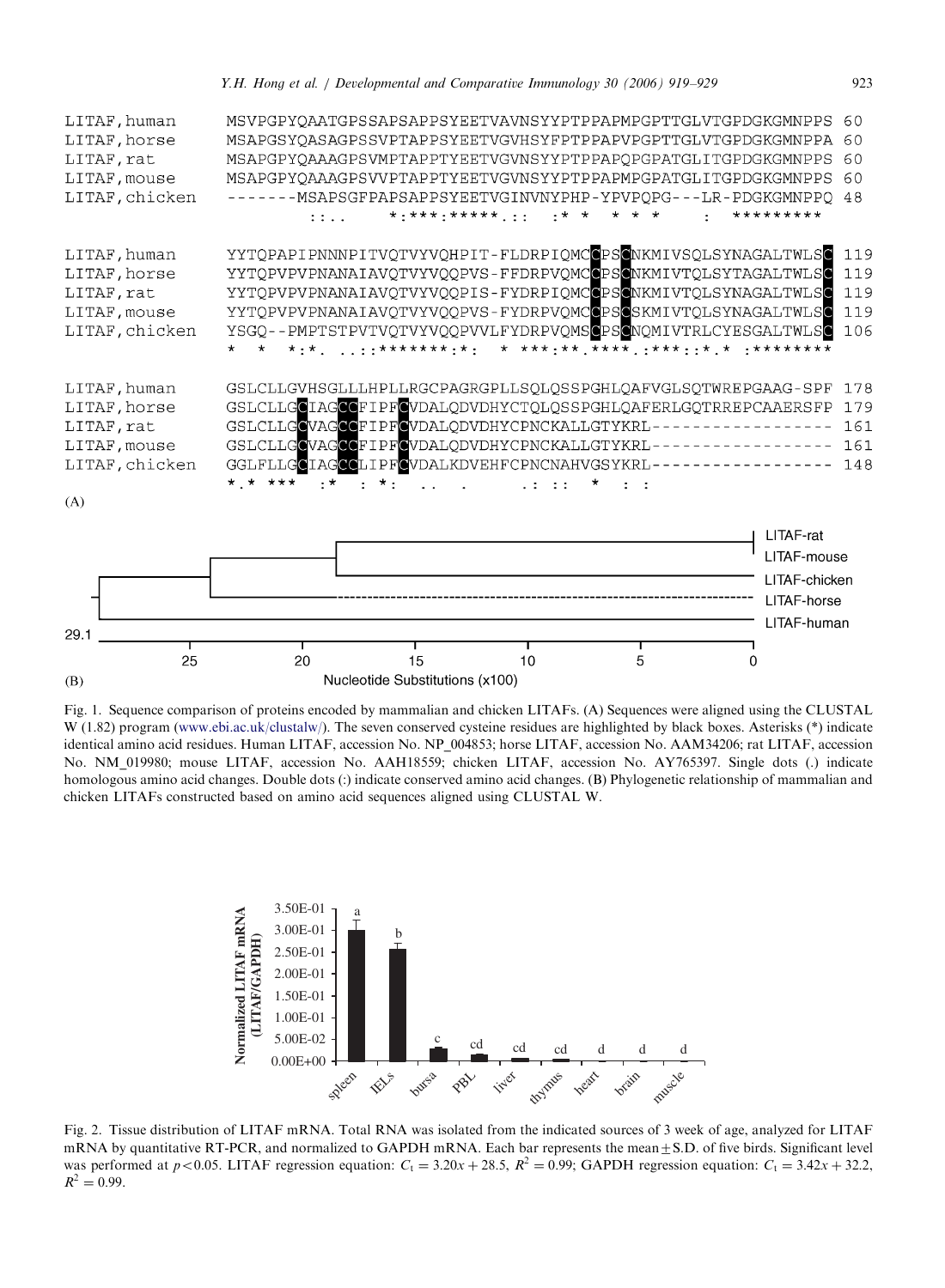```
LITAF,human     MSVPGPYQAATGPSSAPSAPPSYEETVAVNSYYPTPPAPMPGPTTGLVTGPDGKGMNPPS 60
LITAF,horse     MSAPGSYQASAGPSSVPTAPPSYEETVGVHSYFPTPPAPVPGPTTGLVTGPDGKGMNPPA 60
LITAF,rat       MSAPGPYQAAAGPSVMPTAPPTYEETVGVNSYYPTPPAPQPGPATGLITGPDGKGMNPPS 60
LITAF,mouse     MSAPGPYQAAAGPSVVPTAPPTYEETVGVNSYYPTPPAPMPGPATGLITGPDGKGMNPPS 60
LITAF,chicken   -------MSAPSGFPAPSAPPSYEETVGINVNYPHP-YPVPQPG---LR-PDGKGMNPPQ 48
                       ::..    *:***:*****.::  :* *  * * *    :  ********

LITAF,human     YYTQPAPIPNNNPITVQTVYVQHPIT-FLDRPIQMCCPSCNKMIVSQLSYNAGALTWLSC 119
LITAF,horse     YYTQPVPVPNANAIAVQTVYVQQPVS-FFDRPVQMCCPSCNKMIVTQLSYTAGALTWLSC 119
LITAF,rat       YYTQPVPVPNANAIAVQTVYVQQPIS-FYDRPIQMCCPSCNKMIVTQLSYNAGALTWLSC 119
LITAF,mouse     YYTQPVPVPNANAIAVQTVYVQQPVS-FYDRPVQMCCPSCSKMIVTQLSYNAGALTWLSC 119
LITAF,chicken   YSGQ--PMPTSTPVTVQTVYVQQPVVLFYDRPVQMSCPSCNQMIVTRLCYESGALTWLSC 106
                *  *  *:*. ..::*******:*:  * ***:**.****.:***::*.* :********

LITAF,human     GSLCLLGVHSGLLLHPLLRGCPAGRGPLLSQLQSSPGHLQAFVGLSQTWREPGAAG-SPF 178
LITAF,horse     GSLCLLGCIAGCCFIPFCVDALQDVDHYCTQLQSSPGHLQAFERLGQTRREPCAAERSFP 179
LITAF,rat       GSLCLLGCVAGCCFIPFCVDALQDVDHYCPNCKALLGTYKRL------------------ 161
LITAF,mouse     GSLCLLGCVAGCCFIPFCVDALQDVDHYCPNCKALLGTYKRL------------------ 161
LITAF,chicken   GGLFLLGCIAGCCLIPFCVDALKDVEHFCPNCNAHVGSYKRL------------------ 148
                *.* ***  :*  : *:  ..  .      .: ::  *  : :
```

(A)

(B)

Fig. 1. Sequence comparison of proteins encoded by mammalian and chicken LITAFs. (A) Sequences were aligned using the CLUSTAL W (1.82) program (www.ebi.ac.uk/clustalw/). The seven conserved cysteine residues are highlighted by black boxes. Asterisks (*) indicate identical amino acid residues. Human LITAF, accession No. NP_004853; horse LITAF, accession No. AAM34206; rat LITAF, accession No. NM_019980; mouse LITAF, accession No. AAH18559; chicken LITAF, accession No. AY765397. Single dots (.) indicate homologous amino acid changes. Double dots (:) indicate conserved amino acid changes. (B) Phylogenetic relationship of mammalian and chicken LITAFs constructed based on amino acid sequences aligned using CLUSTAL W.

Fig. 2. Tissue distribution of LITAF mRNA. Total RNA was isolated from the indicated sources of 3 week of age, analyzed for LITAF mRNA by quantitative RT-PCR, and normalized to GAPDH mRNA. Each bar represents the mean ± S.D. of five birds. Significant level was performed at $p < 0.05$. LITAF regression equation: $C_t = 3.20x + 28.5$, $R^2 = 0.99$; GAPDH regression equation: $C_t = 3.42x + 32.2$, $R^2 = 0.99$.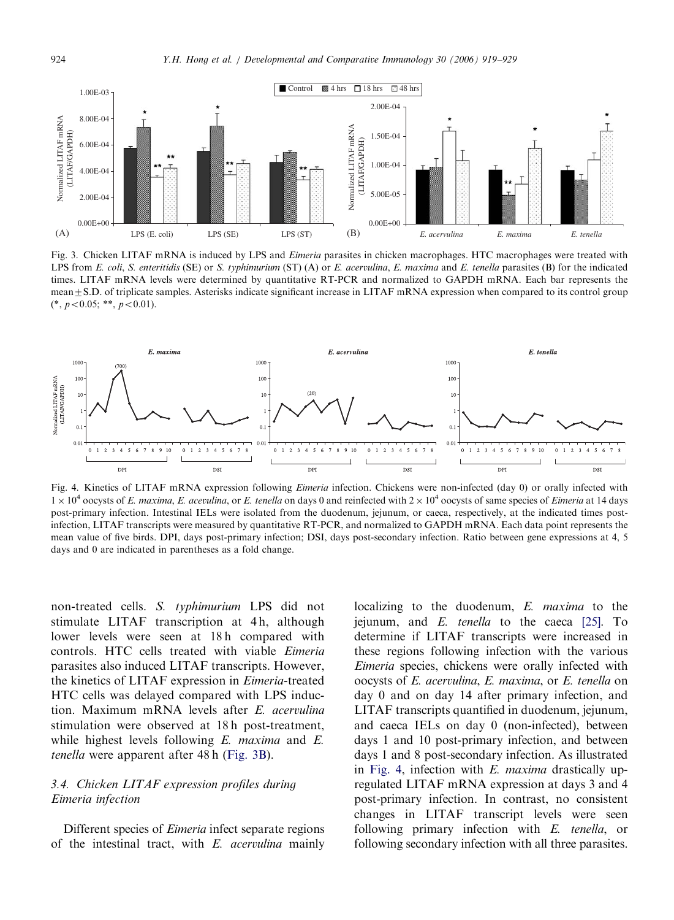Fig. 3. Chicken LITAF mRNA is induced by LPS and *Eimeria* parasites in chicken macrophages. HTC macrophages were treated with LPS from *E. coli*, *S. enteritidis* (SE) or *S. typhimurium* (ST) (A) or *E. acervulina*, *E. maxima* and *E. tenella* parasites (B) for the indicated times. LITAF mRNA levels were determined by quantitative RT-PCR and normalized to GAPDH mRNA. Each bar represents the mean ± S.D. of triplicate samples. Asterisks indicate significant increase in LITAF mRNA expression when compared to its control group (*, $p<0.05$; **, $p<0.01$).

Fig. 4. Kinetics of LITAF mRNA expression following *Eimeria* infection. Chickens were non-infected (day 0) or orally infected with $1 \times 10^4$ oocysts of *E. maxima*, *E. acevulina*, or *E. tenella* on days 0 and reinfected with $2 \times 10^4$ oocysts of same species of *Eimeria* at 14 days post-primary infection. Intestinal IELs were isolated from the duodenum, jejunum, or caeca, respectively, at the indicated times post-infection, LITAF transcripts were measured by quantitative RT-PCR, and normalized to GAPDH mRNA. Each data point represents the mean value of five birds. DPI, days post-primary infection; DSI, days post-secondary infection. Ratio between gene expressions at 4, 5 days and 0 are indicated in parentheses as a fold change.

non-treated cells. *S. typhimurium* LPS did not stimulate LITAF transcription at 4 h, although lower levels were seen at 18 h compared with controls. HTC cells treated with viable *Eimeria* parasites also induced LITAF transcripts. However, the kinetics of LITAF expression in *Eimeria*-treated HTC cells was delayed compared with LPS induction. Maximum mRNA levels after *E. acervulina* stimulation were observed at 18 h post-treatment, while highest levels following *E. maxima* and *E. tenella* were apparent after 48 h (Fig. 3B).

### 3.4. Chicken LITAF expression profiles during *Eimeria* infection

Different species of *Eimeria* infect separate regions of the intestinal tract, with *E. acervulina* mainly localizing to the duodenum, *E. maxima* to the jejunum, and *E. tenella* to the caeca [25]. To determine if LITAF transcripts were increased in these regions following infection with the various *Eimeria* species, chickens were orally infected with oocysts of *E. acervulina*, *E. maxima*, or *E. tenella* on day 0 and on day 14 after primary infection, and LITAF transcripts quantified in duodenum, jejunum, and caeca IELs on day 0 (non-infected), between days 1 and 10 post-primary infection, and between days 1 and 8 post-secondary infection. As illustrated in Fig. 4, infection with *E. maxima* drastically up-regulated LITAF mRNA expression at days 3 and 4 post-primary infection. In contrast, no consistent changes in LITAF transcript levels were seen following primary infection with *E. tenella*, or following secondary infection with all three parasites.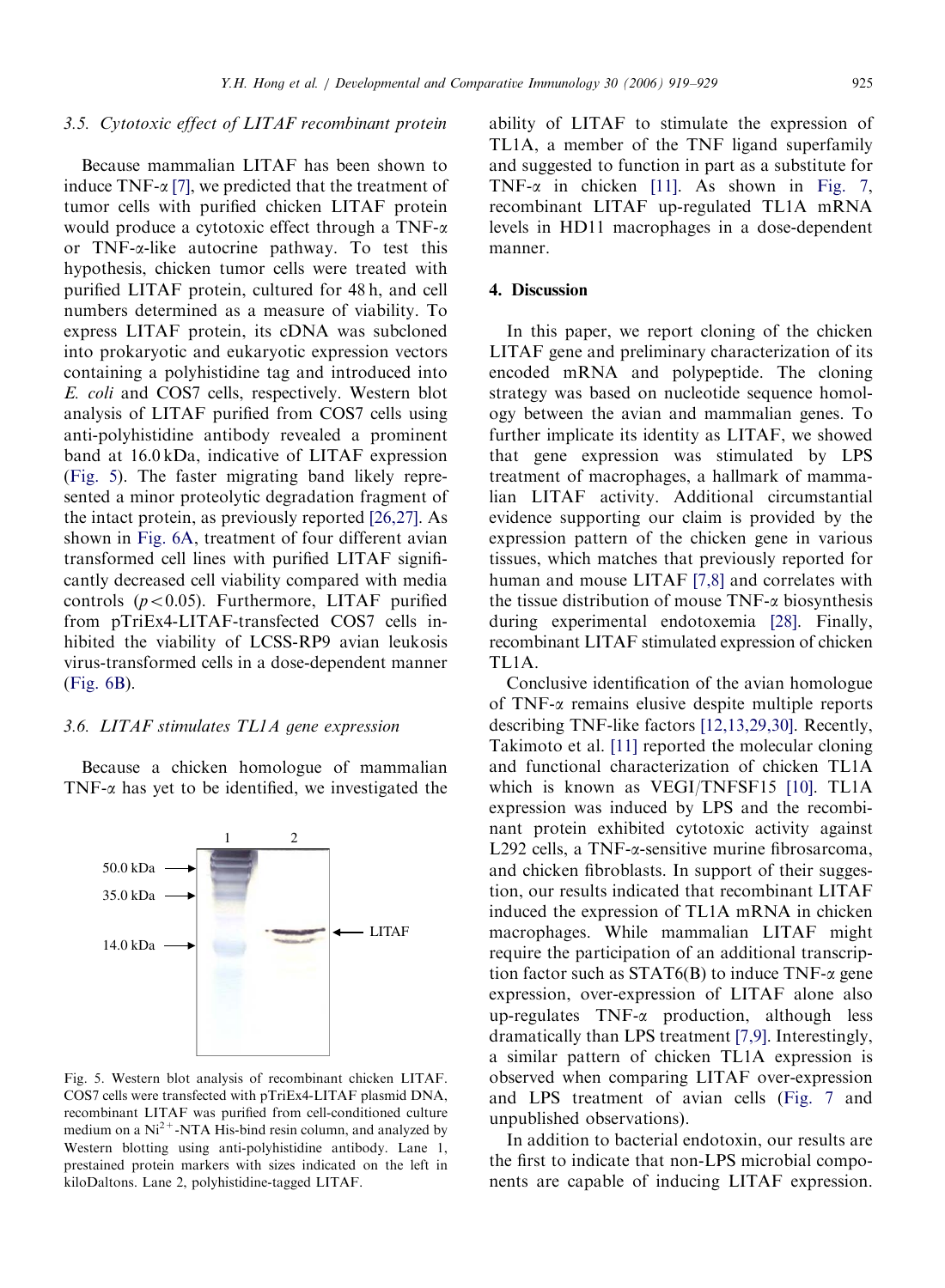### 3.5. Cytotoxic effect of LITAF recombinant protein

Because mammalian LITAF has been shown to induce TNF-$\alpha$ [7], we predicted that the treatment of tumor cells with purified chicken LITAF protein would produce a cytotoxic effect through a TNF-$\alpha$ or TNF-$\alpha$-like autocrine pathway. To test this hypothesis, chicken tumor cells were treated with purified LITAF protein, cultured for 48 h, and cell numbers determined as a measure of viability. To express LITAF protein, its cDNA was subcloned into prokaryotic and eukaryotic expression vectors containing a polyhistidine tag and introduced into *E. coli* and COS7 cells, respectively. Western blot analysis of LITAF purified from COS7 cells using anti-polyhistidine antibody revealed a prominent band at 16.0 kDa, indicative of LITAF expression (Fig. 5). The faster migrating band likely represented a minor proteolytic degradation fragment of the intact protein, as previously reported [26,27]. As shown in Fig. 6A, treatment of four different avian transformed cell lines with purified LITAF significantly decreased cell viability compared with media controls ($p<0.05$). Furthermore, LITAF purified from pTriEx4-LITAF-transfected COS7 cells inhibited the viability of LCSS-RP9 avian leukosis virus-transformed cells in a dose-dependent manner (Fig. 6B).

### 3.6. LITAF stimulates TL1A gene expression

Because a chicken homologue of mammalian TNF-$\alpha$ has yet to be identified, we investigated the ability of LITAF to stimulate the expression of TL1A, a member of the TNF ligand superfamily and suggested to function in part as a substitute for TNF-$\alpha$ in chicken [11]. As shown in Fig. 7, recombinant LITAF up-regulated TL1A mRNA levels in HD11 macrophages in a dose-dependent manner.

Fig. 5. Western blot analysis of recombinant chicken LITAF. COS7 cells were transfected with pTriEx4-LITAF plasmid DNA, recombinant LITAF was purified from cell-conditioned culture medium on a $Ni^{2+}$-NTA His-bind resin column, and analyzed by Western blotting using anti-polyhistidine antibody. Lane 1, prestained protein markers with sizes indicated on the left in kiloDaltons. Lane 2, polyhistidine-tagged LITAF.

## 4. Discussion

In this paper, we report cloning of the chicken LITAF gene and preliminary characterization of its encoded mRNA and polypeptide. The cloning strategy was based on nucleotide sequence homology between the avian and mammalian genes. To further implicate its identity as LITAF, we showed that gene expression was stimulated by LPS treatment of macrophages, a hallmark of mammalian LITAF activity. Additional circumstantial evidence supporting our claim is provided by the expression pattern of the chicken gene in various tissues, which matches that previously reported for human and mouse LITAF [7,8] and correlates with the tissue distribution of mouse TNF-$\alpha$ biosynthesis during experimental endotoxemia [28]. Finally, recombinant LITAF stimulated expression of chicken TL1A.

Conclusive identification of the avian homologue of TNF-$\alpha$ remains elusive despite multiple reports describing TNF-like factors [12,13,29,30]. Recently, Takimoto et al. [11] reported the molecular cloning and functional characterization of chicken TL1A which is known as VEGI/TNFSF15 [10]. TL1A expression was induced by LPS and the recombinant protein exhibited cytotoxic activity against L292 cells, a TNF-$\alpha$-sensitive murine fibrosarcoma, and chicken fibroblasts. In support of their suggestion, our results indicated that recombinant LITAF induced the expression of TL1A mRNA in chicken macrophages. While mammalian LITAF might require the participation of an additional transcription factor such as STAT6(B) to induce TNF-$\alpha$ gene expression, over-expression of LITAF alone also up-regulates TNF-$\alpha$ production, although less dramatically than LPS treatment [7,9]. Interestingly, a similar pattern of chicken TL1A expression is observed when comparing LITAF over-expression and LPS treatment of avian cells (Fig. 7 and unpublished observations).

In addition to bacterial endotoxin, our results are the first to indicate that non-LPS microbial components are capable of inducing LITAF expression.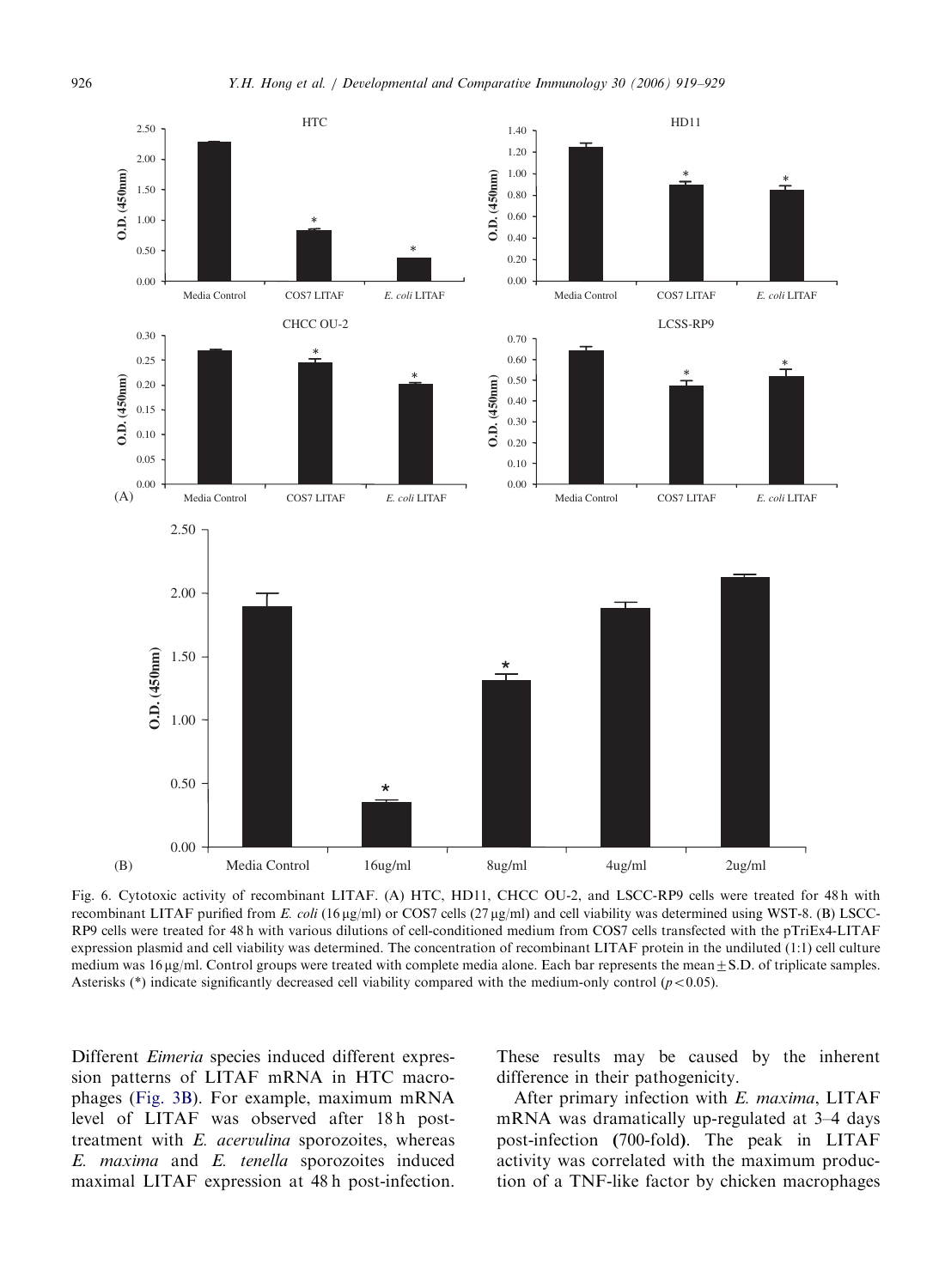Fig. 6. Cytotoxic activity of recombinant LITAF. (A) HTC, HD11, CHCC OU-2, and LSCC-RP9 cells were treated for 48 h with recombinant LITAF purified from *E. coli* (16 μg/ml) or COS7 cells (27 μg/ml) and cell viability was determined using WST-8. (B) LSCC-RP9 cells were treated for 48 h with various dilutions of cell-conditioned medium from COS7 cells transfected with the pTriEx4-LITAF expression plasmid and cell viability was determined. The concentration of recombinant LITAF protein in the undiluted (1:1) cell culture medium was 16 μg/ml. Control groups were treated with complete media alone. Each bar represents the mean ± S.D. of triplicate samples. Asterisks (*) indicate significantly decreased cell viability compared with the medium-only control ($p < 0.05$).

Different *Eimeria* species induced different expression patterns of LITAF mRNA in HTC macrophages (Fig. 3B). For example, maximum mRNA level of LITAF was observed after 18 h post-treatment with *E. acervulina* sporozoites, whereas *E. maxima* and *E. tenella* sporozoites induced maximal LITAF expression at 48 h post-infection. These results may be caused by the inherent difference in their pathogenicity.

After primary infection with *E. maxima*, LITAF mRNA was dramatically up-regulated at 3–4 days post-infection (700-fold). The peak in LITAF activity was correlated with the maximum production of a TNF-like factor by chicken macrophages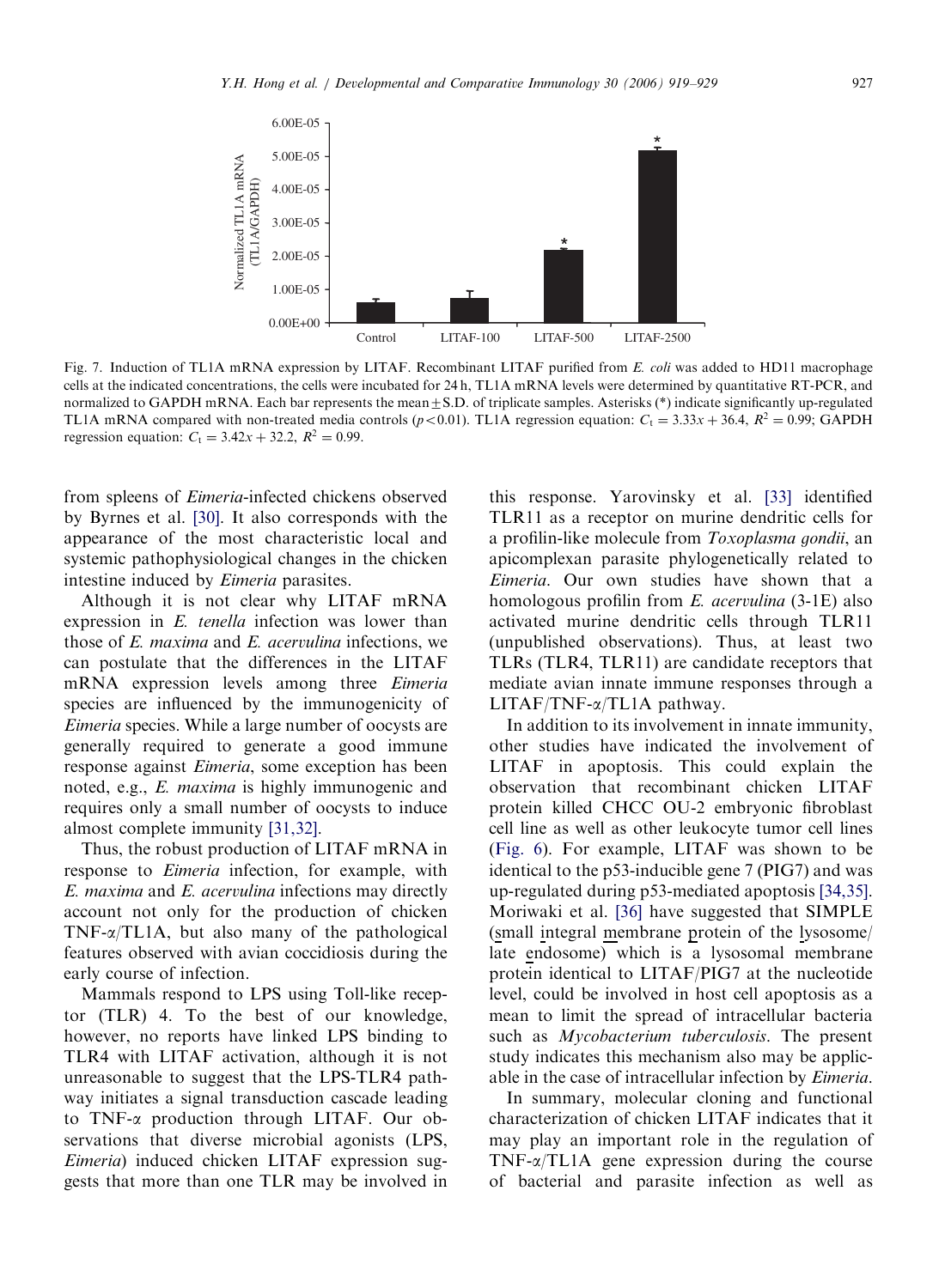Fig. 7. Induction of TL1A mRNA expression by LITAF. Recombinant LITAF purified from *E. coli* was added to HD11 macrophage cells at the indicated concentrations, the cells were incubated for 24 h, TL1A mRNA levels were determined by quantitative RT-PCR, and normalized to GAPDH mRNA. Each bar represents the mean ± S.D. of triplicate samples. Asterisks (*) indicate significantly up-regulated TL1A mRNA compared with non-treated media controls ($p<0.01$). TL1A regression equation: $C_t = 3.33x + 36.4$, $R^2 = 0.99$; GAPDH regression equation: $C_t = 3.42x + 32.2$, $R^2 = 0.99$.

from spleens of *Eimeria*-infected chickens observed by Byrnes et al. [30]. It also corresponds with the appearance of the most characteristic local and systemic pathophysiological changes in the chicken intestine induced by *Eimeria* parasites.

Although it is not clear why LITAF mRNA expression in *E. tenella* infection was lower than those of *E. maxima* and *E. acervulina* infections, we can postulate that the differences in the LITAF mRNA expression levels among three *Eimeria* species are influenced by the immunogenicity of *Eimeria* species. While a large number of oocysts are generally required to generate a good immune response against *Eimeria*, some exception has been noted, e.g., *E. maxima* is highly immunogenic and requires only a small number of oocysts to induce almost complete immunity [31,32].

Thus, the robust production of LITAF mRNA in response to *Eimeria* infection, for example, with *E. maxima* and *E. acervulina* infections may directly account not only for the production of chicken TNF-α/TL1A, but also many of the pathological features observed with avian coccidiosis during the early course of infection.

Mammals respond to LPS using Toll-like receptor (TLR) 4. To the best of our knowledge, however, no reports have linked LPS binding to TLR4 with LITAF activation, although it is not unreasonable to suggest that the LPS-TLR4 pathway initiates a signal transduction cascade leading to TNF-α production through LITAF. Our observations that diverse microbial agonists (LPS, *Eimeria*) induced chicken LITAF expression suggests that more than one TLR may be involved in this response. Yarovinsky et al. [33] identified TLR11 as a receptor on murine dendritic cells for a profilin-like molecule from *Toxoplasma gondii*, an apicomplexan parasite phylogenetically related to *Eimeria*. Our own studies have shown that a homologous profilin from *E. acervulina* (3-1E) also activated murine dendritic cells through TLR11 (unpublished observations). Thus, at least two TLRs (TLR4, TLR11) are candidate receptors that mediate avian innate immune responses through a LITAF/TNF-α/TL1A pathway.

In addition to its involvement in innate immunity, other studies have indicated the involvement of LITAF in apoptosis. This could explain the observation that recombinant chicken LITAF protein killed CHCC OU-2 embryonic fibroblast cell line as well as other leukocyte tumor cell lines (Fig. 6). For example, LITAF was shown to be identical to the p53-inducible gene 7 (PIG7) and was up-regulated during p53-mediated apoptosis [34,35]. Moriwaki et al. [36] have suggested that SIMPLE (small integral membrane protein of the lysosome/late endosome) which is a lysosomal membrane protein identical to LITAF/PIG7 at the nucleotide level, could be involved in host cell apoptosis as a mean to limit the spread of intracellular bacteria such as *Mycobacterium tuberculosis*. The present study indicates this mechanism also may be applicable in the case of intracellular infection by *Eimeria*.

In summary, molecular cloning and functional characterization of chicken LITAF indicates that it may play an important role in the regulation of TNF-α/TL1A gene expression during the course of bacterial and parasite infection as well as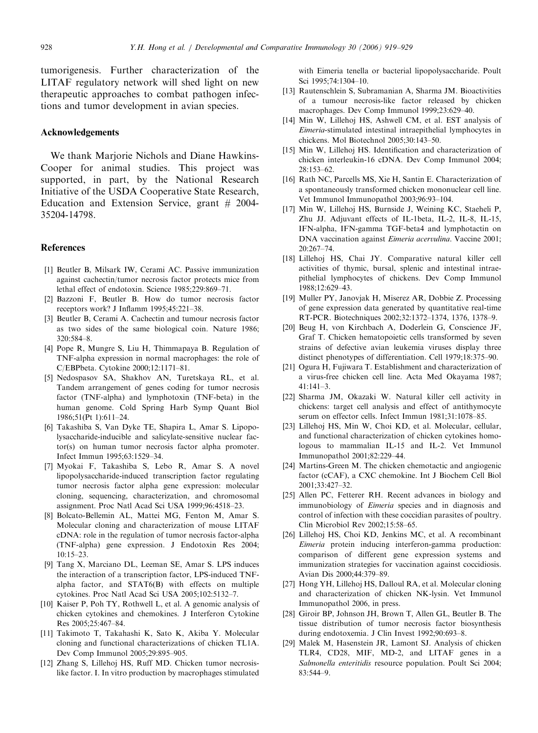tumorigenesis. Further characterization of the LITAF regulatory network will shed light on new therapeutic approaches to combat pathogen infections and tumor development in avian species.

## Acknowledgements

We thank Marjorie Nichols and Diane Hawkins-Cooper for animal studies. This project was supported, in part, by the National Research Initiative of the USDA Cooperative State Research, Education and Extension Service, grant # 2004-35204-14798.

## References

[1] Beutler B, Milsark IW, Cerami AC. Passive immunization against cachectin/tumor necrosis factor protects mice from lethal effect of endotoxin. Science 1985;229:869–71.

[2] Bazzoni F, Beutler B. How do tumor necrosis factor receptors work? J Inflamm 1995;45:221–38.

[3] Beutler B, Cerami A. Cachectin and tumour necrosis factor as two sides of the same biological coin. Nature 1986; 320:584–8.

[4] Pope R, Mungre S, Liu H, Thimmapaya B. Regulation of TNF-alpha expression in normal macrophages: the role of C/EBPbeta. Cytokine 2000;12:1171–81.

[5] Nedospasov SA, Shakhov AN, Turetskaya RL, et al. Tandem arrangement of genes coding for tumor necrosis factor (TNF-alpha) and lymphotoxin (TNF-beta) in the human genome. Cold Spring Harb Symp Quant Biol 1986;51(Pt 1):611–24.

[6] Takashiba S, Van Dyke TE, Shapira L, Amar S. Lipopolysaccharide-inducible and salicylate-sensitive nuclear factor(s) on human tumor necrosis factor alpha promoter. Infect Immun 1995;63:1529–34.

[7] Myokai F, Takashiba S, Lebo R, Amar S. A novel lipopolysaccharide-induced transcription factor regulating tumor necrosis factor alpha gene expression: molecular cloning, sequencing, characterization, and chromosomal assignment. Proc Natl Acad Sci USA 1999;96:4518–23.

[8] Bolcato-Bellemin AL, Mattei MG, Fenton M, Amar S. Molecular cloning and characterization of mouse LITAF cDNA: role in the regulation of tumor necrosis factor-alpha (TNF-alpha) gene expression. J Endotoxin Res 2004; 10:15–23.

[9] Tang X, Marciano DL, Leeman SE, Amar S. LPS induces the interaction of a transcription factor, LPS-induced TNF-alpha factor, and STAT6(B) with effects on multiple cytokines. Proc Natl Acad Sci USA 2005;102:5132–7.

[10] Kaiser P, Poh TY, Rothwell L, et al. A genomic analysis of chicken cytokines and chemokines. J Interferon Cytokine Res 2005;25:467–84.

[11] Takimoto T, Takahashi K, Sato K, Akiba Y. Molecular cloning and functional characterizations of chicken TL1A. Dev Comp Immunol 2005;29:895–905.

[12] Zhang S, Lillehoj HS, Ruff MD. Chicken tumor necrosis-like factor. I. In vitro production by macrophages stimulated with Eimeria tenella or bacterial lipopolysaccharide. Poult Sci 1995;74:1304–10.

[13] Rautenschlein S, Subramanian A, Sharma JM. Bioactivities of a tumour necrosis-like factor released by chicken macrophages. Dev Comp Immunol 1999;23:629–40.

[14] Min W, Lillehoj HS, Ashwell CM, et al. EST analysis of *Eimeria*-stimulated intestinal intraepithelial lymphocytes in chickens. Mol Biotechnol 2005;30:143–50.

[15] Min W, Lillehoj HS. Identification and characterization of chicken interleukin-16 cDNA. Dev Comp Immunol 2004; 28:153–62.

[16] Rath NC, Parcells MS, Xie H, Santin E. Characterization of a spontaneously transformed chicken mononuclear cell line. Vet Immunol Immunopathol 2003;96:93–104.

[17] Min W, Lillehoj HS, Burnside J, Weining KC, Staeheli P, Zhu JJ. Adjuvant effects of IL-1beta, IL-2, IL-8, IL-15, IFN-alpha, IFN-gamma TGF-beta4 and lymphotactin on DNA vaccination against *Eimeria acervulina*. Vaccine 2001; 20:267–74.

[18] Lillehoj HS, Chai JY. Comparative natural killer cell activities of thymic, bursal, splenic and intestinal intraepithelial lymphocytes of chickens. Dev Comp Immunol 1988;12:629–43.

[19] Muller PY, Janovjak H, Miserez AR, Dobbie Z. Processing of gene expression data generated by quantitative real-time RT-PCR. Biotechniques 2002;32:1372–1374, 1376, 1378–9.

[20] Beug H, von Kirchbach A, Doderlein G, Conscience JF, Graf T. Chicken hematopoietic cells transformed by seven strains of defective avian leukemia viruses display three distinct phenotypes of differentiation. Cell 1979;18:375–90.

[21] Ogura H, Fujiwara T. Establishment and characterization of a virus-free chicken cell line. Acta Med Okayama 1987; 41:141–3.

[22] Sharma JM, Okazaki W. Natural killer cell activity in chickens: target cell analysis and effect of antithymocyte serum on effector cells. Infect Immun 1981;31:1078–85.

[23] Lillehoj HS, Min W, Choi KD, et al. Molecular, cellular, and functional characterization of chicken cytokines homologous to mammalian IL-15 and IL-2. Vet Immunol Immunopathol 2001;82:229–44.

[24] Martins-Green M. The chicken chemotactic and angiogenic factor (cCAF), a CXC chemokine. Int J Biochem Cell Biol 2001;33:427–32.

[25] Allen PC, Fetterer RH. Recent advances in biology and immunobiology of *Eimeria* species and in diagnosis and control of infection with these coccidian parasites of poultry. Clin Microbiol Rev 2002;15:58–65.

[26] Lillehoj HS, Choi KD, Jenkins MC, et al. A recombinant *Eimeria* protein inducing interferon-gamma production: comparison of different gene expression systems and immunization strategies for vaccination against coccidiosis. Avian Dis 2000;44:379–89.

[27] Hong YH, Lillehoj HS, Dalloul RA, et al. Molecular cloning and characterization of chicken NK-lysin. Vet Immunol Immunopathol 2006, in press.

[28] Giroir BP, Johnson JH, Brown T, Allen GL, Beutler B. The tissue distribution of tumor necrosis factor biosynthesis during endotoxemia. J Clin Invest 1992;90:693–8.

[29] Malek M, Hasenstein JR, Lamont SJ. Analysis of chicken TLR4, CD28, MIF, MD-2, and LITAF genes in a *Salmonella enteritidis* resource population. Poult Sci 2004; 83:544–9.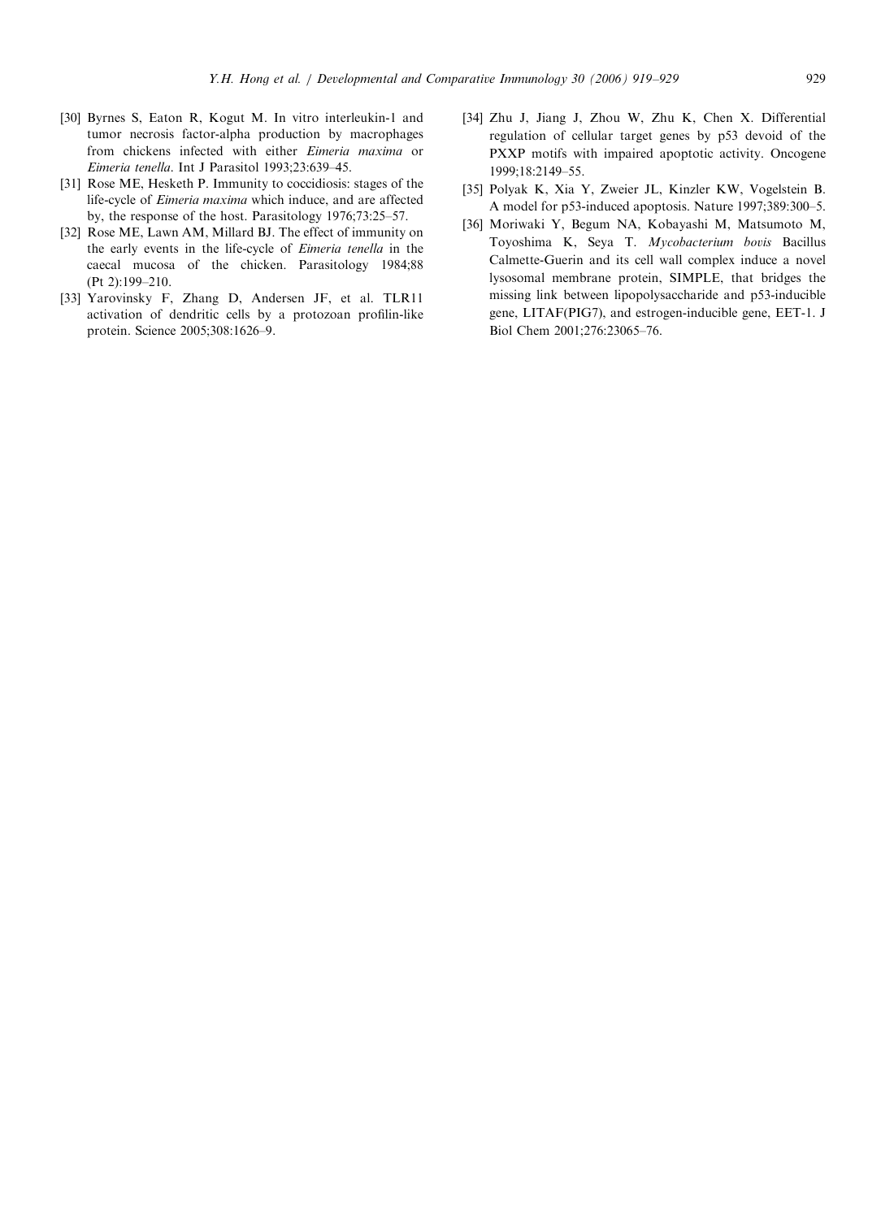[30] Byrnes S, Eaton R, Kogut M. In vitro interleukin-1 and tumor necrosis factor-alpha production by macrophages from chickens infected with either *Eimeria maxima* or *Eimeria tenella*. Int J Parasitol 1993;23:639–45.

[31] Rose ME, Hesketh P. Immunity to coccidiosis: stages of the life-cycle of *Eimeria maxima* which induce, and are affected by, the response of the host. Parasitology 1976;73:25–57.

[32] Rose ME, Lawn AM, Millard BJ. The effect of immunity on the early events in the life-cycle of *Eimeria tenella* in the caecal mucosa of the chicken. Parasitology 1984;88 (Pt 2):199–210.

[33] Yarovinsky F, Zhang D, Andersen JF, et al. TLR11 activation of dendritic cells by a protozoan profilin-like protein. Science 2005;308:1626–9.

[34] Zhu J, Jiang J, Zhou W, Zhu K, Chen X. Differential regulation of cellular target genes by p53 devoid of the PXXP motifs with impaired apoptotic activity. Oncogene 1999;18:2149–55.

[35] Polyak K, Xia Y, Zweier JL, Kinzler KW, Vogelstein B. A model for p53-induced apoptosis. Nature 1997;389:300–5.

[36] Moriwaki Y, Begum NA, Kobayashi M, Matsumoto M, Toyoshima K, Seya T. *Mycobacterium bovis* Bacillus Calmette-Guerin and its cell wall complex induce a novel lysosomal membrane protein, SIMPLE, that bridges the missing link between lipopolysaccharide and p53-inducible gene, LITAF(PIG7), and estrogen-inducible gene, EET-1. J Biol Chem 2001;276:23065–76.